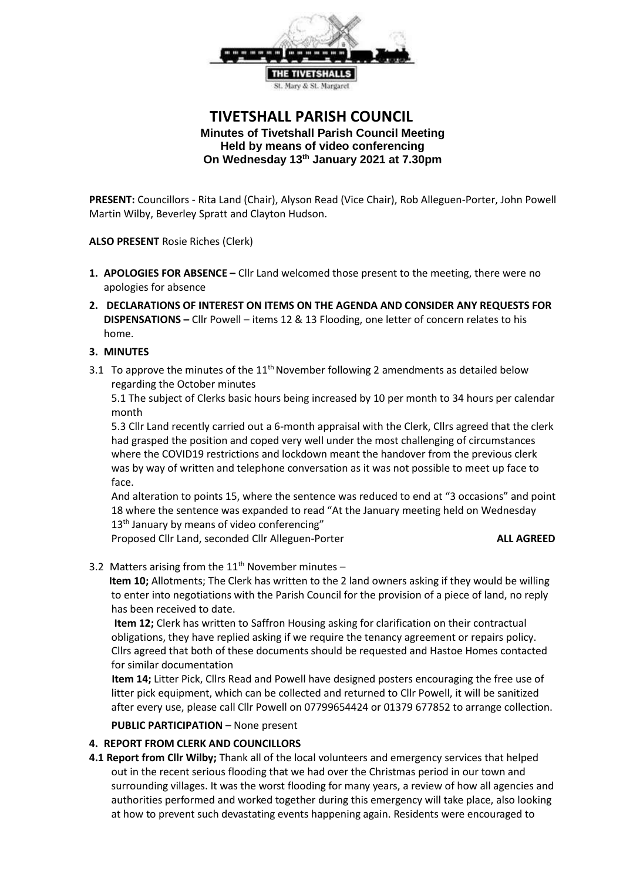THE TIVETSHALLS
St. Mary & St. Margaret

# TIVETSHALL PARISH COUNCIL

**Minutes of Tivetshall Parish Council Meeting**
**Held by means of video conferencing**
**On Wednesday 13th January 2021 at 7.30pm**

**PRESENT:** Councillors - Rita Land (Chair), Alyson Read (Vice Chair), Rob Alleguen-Porter, John Powell Martin Wilby, Beverley Spratt and Clayton Hudson.

**ALSO PRESENT** Rosie Riches (Clerk)

1. **APOLOGIES FOR ABSENCE –** Cllr Land welcomed those present to the meeting, there were no apologies for absence
2. **DECLARATIONS OF INTEREST ON ITEMS ON THE AGENDA AND CONSIDER ANY REQUESTS FOR DISPENSATIONS –** Cllr Powell – items 12 & 13 Flooding, one letter of concern relates to his home.
3. **MINUTES**

3.1 To approve the minutes of the 11th November following 2 amendments as detailed below regarding the October minutes

5.1 The subject of Clerks basic hours being increased by 10 per month to 34 hours per calendar month

5.3 Cllr Land recently carried out a 6-month appraisal with the Clerk, Cllrs agreed that the clerk had grasped the position and coped very well under the most challenging of circumstances where the COVID19 restrictions and lockdown meant the handover from the previous clerk was by way of written and telephone conversation as it was not possible to meet up face to face.

And alteration to points 15, where the sentence was reduced to end at "3 occasions" and point 18 where the sentence was expanded to read "At the January meeting held on Wednesday 13th January by means of video conferencing"

Proposed Cllr Land, seconded Cllr Alleguen-Porter **ALL AGREED**

3.2 Matters arising from the 11th November minutes –

**Item 10;** Allotments; The Clerk has written to the 2 land owners asking if they would be willing to enter into negotiations with the Parish Council for the provision of a piece of land, no reply has been received to date.

**Item 12;** Clerk has written to Saffron Housing asking for clarification on their contractual obligations, they have replied asking if we require the tenancy agreement or repairs policy. Cllrs agreed that both of these documents should be requested and Hastoe Homes contacted for similar documentation

**Item 14;** Litter Pick, Cllrs Read and Powell have designed posters encouraging the free use of litter pick equipment, which can be collected and returned to Cllr Powell, it will be sanitized after every use, please call Cllr Powell on 07799654424 or 01379 677852 to arrange collection.

**PUBLIC PARTICIPATION** – None present

4. **REPORT FROM CLERK AND COUNCILLORS**

**4.1 Report from Cllr Wilby;** Thank all of the local volunteers and emergency services that helped out in the recent serious flooding that we had over the Christmas period in our town and surrounding villages. It was the worst flooding for many years, a review of how all agencies and authorities performed and worked together during this emergency will take place, also looking at how to prevent such devastating events happening again. Residents were encouraged to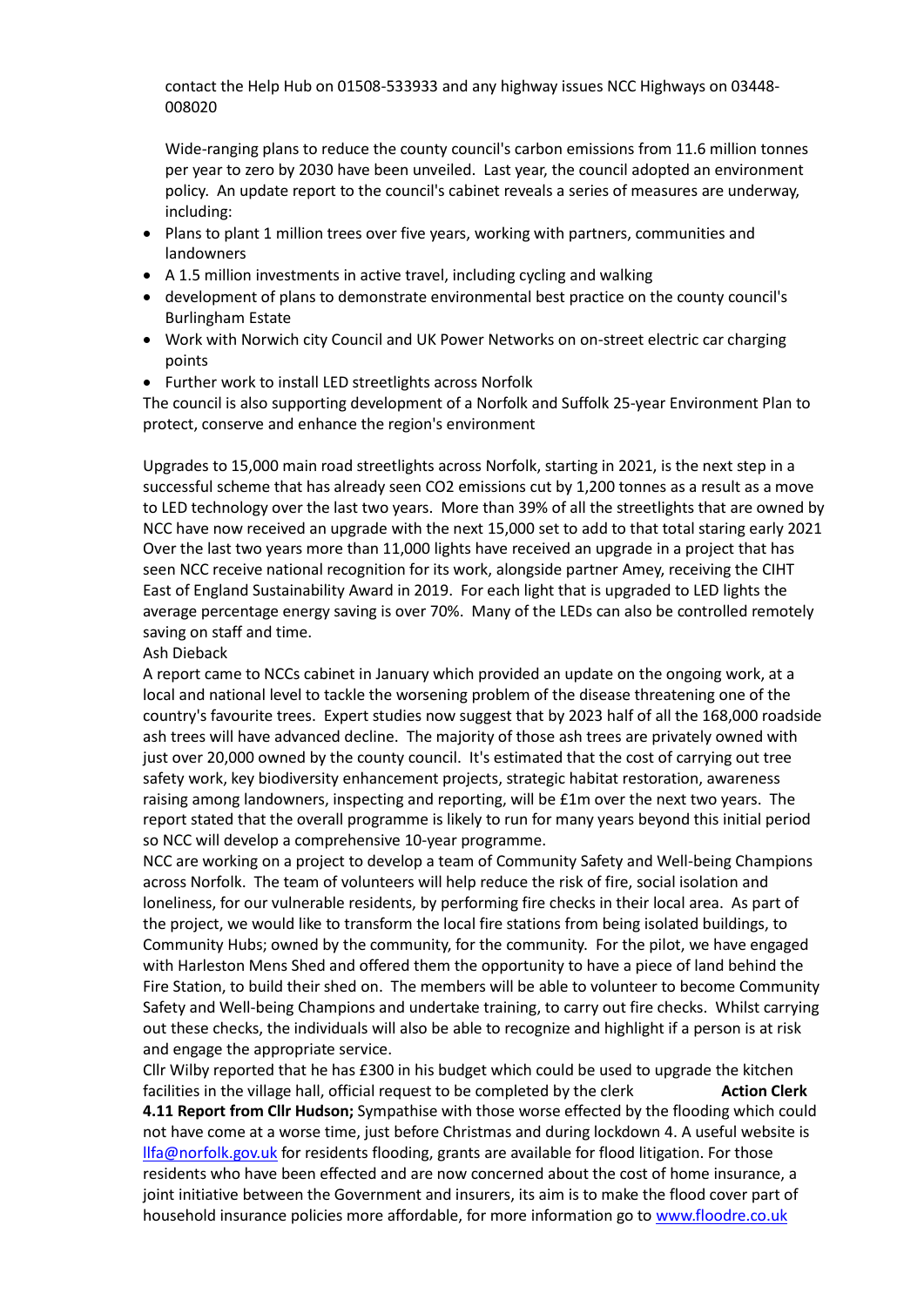contact the Help Hub on 01508-533933 and any highway issues NCC Highways on 03448-008020

Wide-ranging plans to reduce the county council's carbon emissions from 11.6 million tonnes per year to zero by 2030 have been unveiled. Last year, the council adopted an environment policy. An update report to the council's cabinet reveals a series of measures are underway, including:

- Plans to plant 1 million trees over five years, working with partners, communities and landowners
- A 1.5 million investments in active travel, including cycling and walking
- development of plans to demonstrate environmental best practice on the county council's Burlingham Estate
- Work with Norwich city Council and UK Power Networks on on-street electric car charging points
- Further work to install LED streetlights across Norfolk

The council is also supporting development of a Norfolk and Suffolk 25-year Environment Plan to protect, conserve and enhance the region's environment

Upgrades to 15,000 main road streetlights across Norfolk, starting in 2021, is the next step in a successful scheme that has already seen $CO_2$ emissions cut by 1,200 tonnes as a result as a move to LED technology over the last two years. More than 39% of all the streetlights that are owned by NCC have now received an upgrade with the next 15,000 set to add to that total staring early 2021 Over the last two years more than 11,000 lights have received an upgrade in a project that has seen NCC receive national recognition for its work, alongside partner Amey, receiving the CIHT East of England Sustainability Award in 2019. For each light that is upgraded to LED lights the average percentage energy saving is over 70%. Many of the LEDs can also be controlled remotely saving on staff and time.

Ash Dieback

A report came to NCCs cabinet in January which provided an update on the ongoing work, at a local and national level to tackle the worsening problem of the disease threatening one of the country's favourite trees. Expert studies now suggest that by 2023 half of all the 168,000 roadside ash trees will have advanced decline. The majority of those ash trees are privately owned with just over 20,000 owned by the county council. It's estimated that the cost of carrying out tree safety work, key biodiversity enhancement projects, strategic habitat restoration, awareness raising among landowners, inspecting and reporting, will be £1m over the next two years. The report stated that the overall programme is likely to run for many years beyond this initial period so NCC will develop a comprehensive 10-year programme.

NCC are working on a project to develop a team of Community Safety and Well-being Champions across Norfolk. The team of volunteers will help reduce the risk of fire, social isolation and loneliness, for our vulnerable residents, by performing fire checks in their local area. As part of the project, we would like to transform the local fire stations from being isolated buildings, to Community Hubs; owned by the community, for the community. For the pilot, we have engaged with Harleston Mens Shed and offered them the opportunity to have a piece of land behind the Fire Station, to build their shed on. The members will be able to volunteer to become Community Safety and Well-being Champions and undertake training, to carry out fire checks. Whilst carrying out these checks, the individuals will also be able to recognize and highlight if a person is at risk and engage the appropriate service.

Cllr Wilby reported that he has £300 in his budget which could be used to upgrade the kitchen facilities in the village hall, official request to be completed by the clerk **Action Clerk**

**4.11 Report from Cllr Hudson;** Sympathise with those worse effected by the flooding which could not have come at a worse time, just before Christmas and during lockdown 4. A useful website is llfa@norfolk.gov.uk for residents flooding, grants are available for flood litigation. For those residents who have been effected and are now concerned about the cost of home insurance, a joint initiative between the Government and insurers, its aim is to make the flood cover part of household insurance policies more affordable, for more information go to www.floodre.co.uk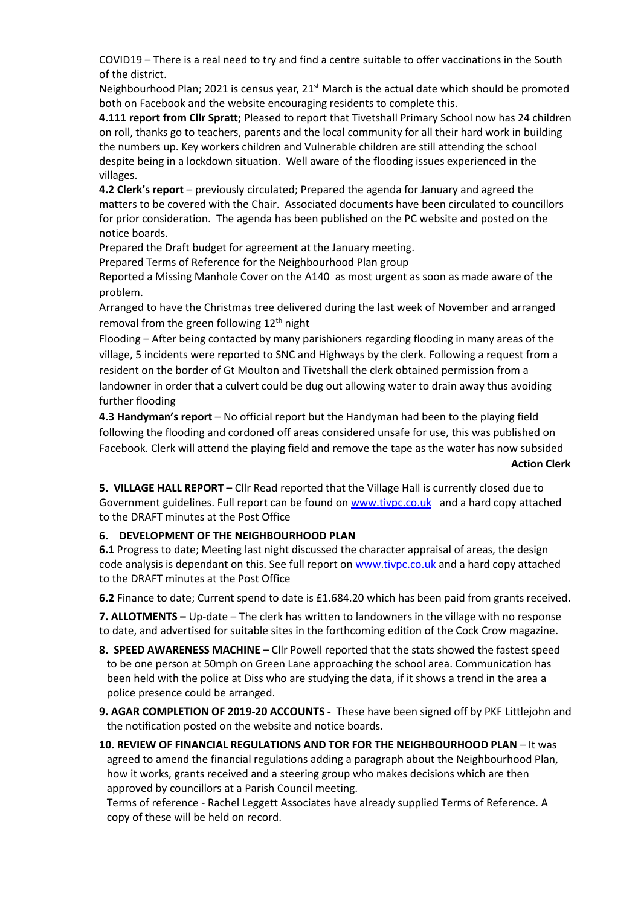COVID19 – There is a real need to try and find a centre suitable to offer vaccinations in the South of the district.

Neighbourhood Plan; 2021 is census year, 21st March is the actual date which should be promoted both on Facebook and the website encouraging residents to complete this.

**4.111 report from Cllr Spratt;** Pleased to report that Tivetshall Primary School now has 24 children on roll, thanks go to teachers, parents and the local community for all their hard work in building the numbers up. Key workers children and Vulnerable children are still attending the school despite being in a lockdown situation. Well aware of the flooding issues experienced in the villages.

**4.2 Clerk's report** – previously circulated; Prepared the agenda for January and agreed the matters to be covered with the Chair. Associated documents have been circulated to councillors for prior consideration. The agenda has been published on the PC website and posted on the notice boards.

Prepared the Draft budget for agreement at the January meeting.

Prepared Terms of Reference for the Neighbourhood Plan group

Reported a Missing Manhole Cover on the A140 as most urgent as soon as made aware of the problem.

Arranged to have the Christmas tree delivered during the last week of November and arranged removal from the green following 12th night

Flooding – After being contacted by many parishioners regarding flooding in many areas of the village, 5 incidents were reported to SNC and Highways by the clerk. Following a request from a resident on the border of Gt Moulton and Tivetshall the clerk obtained permission from a landowner in order that a culvert could be dug out allowing water to drain away thus avoiding further flooding

**4.3 Handyman's report** – No official report but the Handyman had been to the playing field following the flooding and cordoned off areas considered unsafe for use, this was published on Facebook. Clerk will attend the playing field and remove the tape as the water has now subsided

**Action Clerk**

**5. VILLAGE HALL REPORT –** Cllr Read reported that the Village Hall is currently closed due to Government guidelines. Full report can be found on www.tivpc.co.uk and a hard copy attached to the DRAFT minutes at the Post Office

**6. DEVELOPMENT OF THE NEIGHBOURHOOD PLAN**

**6.1** Progress to date; Meeting last night discussed the character appraisal of areas, the design code analysis is dependant on this. See full report on www.tivpc.co.uk and a hard copy attached to the DRAFT minutes at the Post Office

**6.2** Finance to date; Current spend to date is £1.684.20 which has been paid from grants received.

**7. ALLOTMENTS –** Up-date – The clerk has written to landowners in the village with no response to date, and advertised for suitable sites in the forthcoming edition of the Cock Crow magazine.

**8. SPEED AWARENESS MACHINE –** Cllr Powell reported that the stats showed the fastest speed to be one person at 50mph on Green Lane approaching the school area. Communication has been held with the police at Diss who are studying the data, if it shows a trend in the area a police presence could be arranged.

**9. AGAR COMPLETION OF 2019-20 ACCOUNTS -** These have been signed off by PKF Littlejohn and the notification posted on the website and notice boards.

**10. REVIEW OF FINANCIAL REGULATIONS AND TOR FOR THE NEIGHBOURHOOD PLAN** – It was agreed to amend the financial regulations adding a paragraph about the Neighbourhood Plan, how it works, grants received and a steering group who makes decisions which are then approved by councillors at a Parish Council meeting.

Terms of reference - Rachel Leggett Associates have already supplied Terms of Reference. A copy of these will be held on record.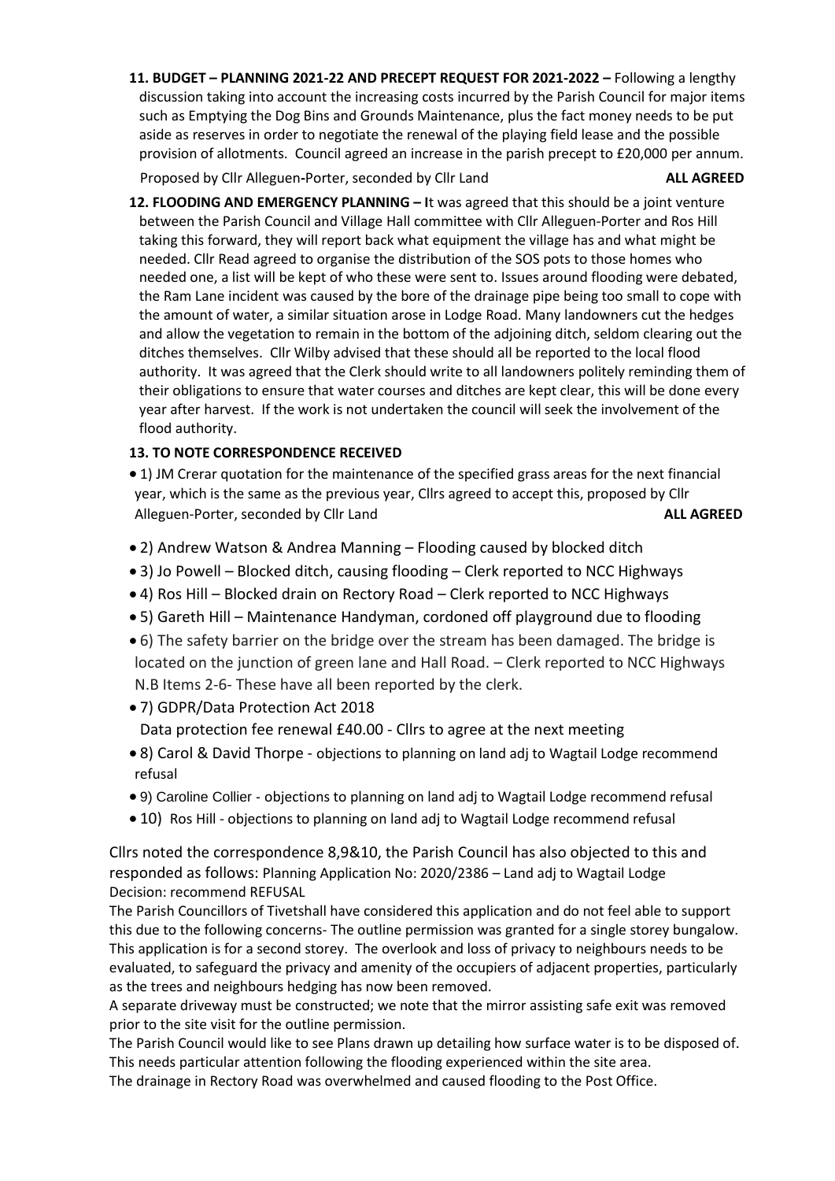**11. BUDGET – PLANNING 2021-22 AND PRECEPT REQUEST FOR 2021-2022 –** Following a lengthy discussion taking into account the increasing costs incurred by the Parish Council for major items such as Emptying the Dog Bins and Grounds Maintenance, plus the fact money needs to be put aside as reserves in order to negotiate the renewal of the playing field lease and the possible provision of allotments. Council agreed an increase in the parish precept to £20,000 per annum.

Proposed by Cllr Alleguen-Porter, seconded by Cllr Land **ALL AGREED**

**12. FLOODING AND EMERGENCY PLANNING – I**t was agreed that this should be a joint venture between the Parish Council and Village Hall committee with Cllr Alleguen-Porter and Ros Hill taking this forward, they will report back what equipment the village has and what might be needed. Cllr Read agreed to organise the distribution of the SOS pots to those homes who needed one, a list will be kept of who these were sent to. Issues around flooding were debated, the Ram Lane incident was caused by the bore of the drainage pipe being too small to cope with the amount of water, a similar situation arose in Lodge Road. Many landowners cut the hedges and allow the vegetation to remain in the bottom of the adjoining ditch, seldom clearing out the ditches themselves. Cllr Wilby advised that these should all be reported to the local flood authority. It was agreed that the Clerk should write to all landowners politely reminding them of their obligations to ensure that water courses and ditches are kept clear, this will be done every year after harvest. If the work is not undertaken the council will seek the involvement of the flood authority.

**13. TO NOTE CORRESPONDENCE RECEIVED**

- 1) JM Crerar quotation for the maintenance of the specified grass areas for the next financial year, which is the same as the previous year, Cllrs agreed to accept this, proposed by Cllr Alleguen-Porter, seconded by Cllr Land **ALL AGREED**
- 2) Andrew Watson & Andrea Manning – Flooding caused by blocked ditch
- 3) Jo Powell – Blocked ditch, causing flooding – Clerk reported to NCC Highways
- 4) Ros Hill – Blocked drain on Rectory Road – Clerk reported to NCC Highways
- 5) Gareth Hill – Maintenance Handyman, cordoned off playground due to flooding
- 6) The safety barrier on the bridge over the stream has been damaged. The bridge is located on the junction of green lane and Hall Road. – Clerk reported to NCC Highways
  N.B Items 2-6- These have all been reported by the clerk.
- 7) GDPR/Data Protection Act 2018
  Data protection fee renewal £40.00 - Cllrs to agree at the next meeting
- 8) Carol & David Thorpe - objections to planning on land adj to Wagtail Lodge recommend refusal
- 9) Caroline Collier - objections to planning on land adj to Wagtail Lodge recommend refusal
- 10) Ros Hill - objections to planning on land adj to Wagtail Lodge recommend refusal

Cllrs noted the correspondence 8,9&10, the Parish Council has also objected to this and responded as follows: Planning Application No: 2020/2386 – Land adj to Wagtail Lodge
Decision: recommend REFUSAL

The Parish Councillors of Tivetshall have considered this application and do not feel able to support this due to the following concerns- The outline permission was granted for a single storey bungalow. This application is for a second storey. The overlook and loss of privacy to neighbours needs to be evaluated, to safeguard the privacy and amenity of the occupiers of adjacent properties, particularly as the trees and neighbours hedging has now been removed.

A separate driveway must be constructed; we note that the mirror assisting safe exit was removed prior to the site visit for the outline permission.

The Parish Council would like to see Plans drawn up detailing how surface water is to be disposed of. This needs particular attention following the flooding experienced within the site area.

The drainage in Rectory Road was overwhelmed and caused flooding to the Post Office.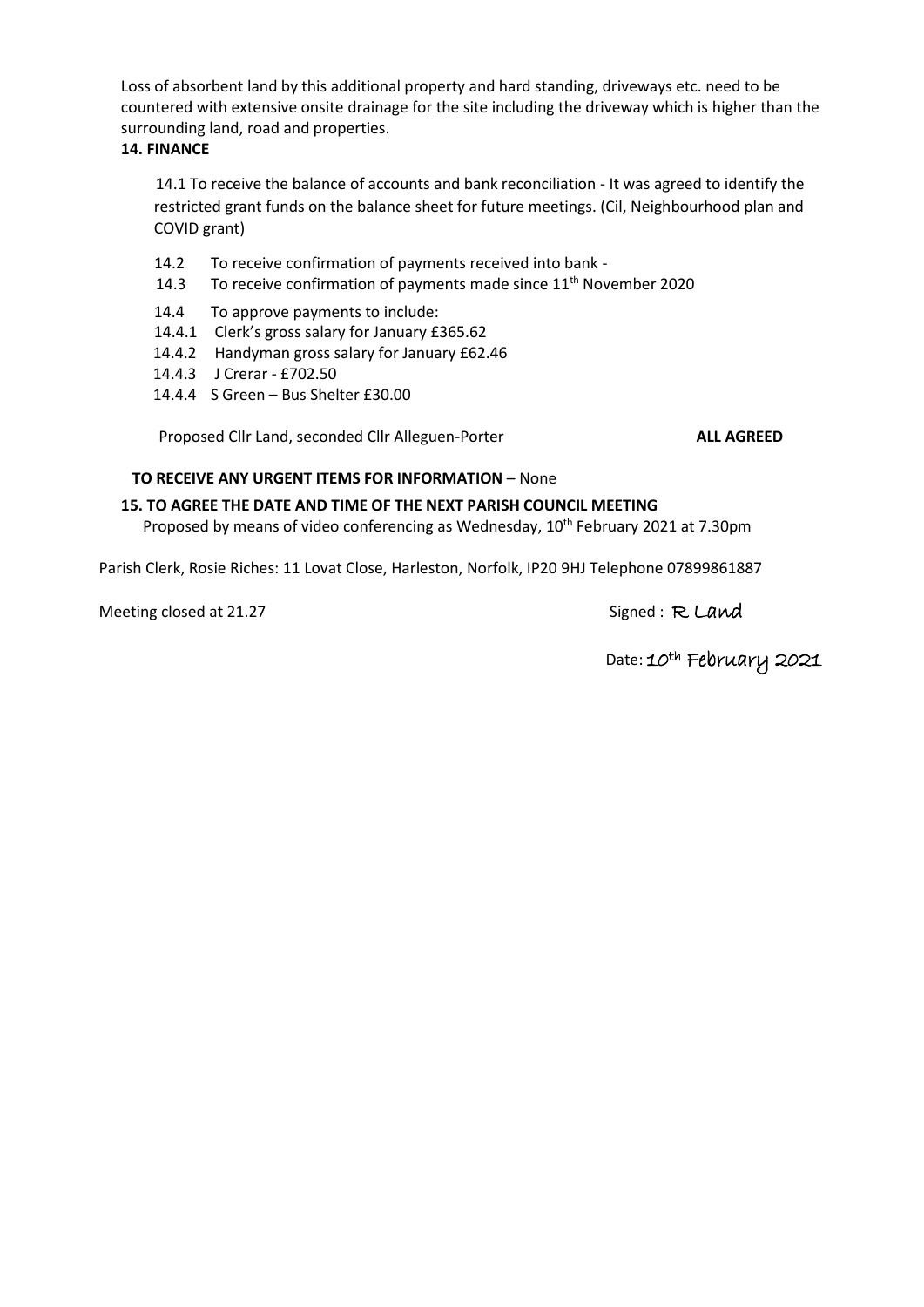Loss of absorbent land by this additional property and hard standing, driveways etc. need to be countered with extensive onsite drainage for the site including the driveway which is higher than the surrounding land, road and properties.

**14. FINANCE**

14.1 To receive the balance of accounts and bank reconciliation - It was agreed to identify the restricted grant funds on the balance sheet for future meetings. (Cil, Neighbourhood plan and COVID grant)

14.2 To receive confirmation of payments received into bank -

14.3 To receive confirmation of payments made since 11th November 2020

14.4 To approve payments to include:

14.4.1 Clerk's gross salary for January £365.62

14.4.2 Handyman gross salary for January £62.46

14.4.3 J Crerar - £702.50

14.4.4 S Green – Bus Shelter £30.00

Proposed Cllr Land, seconded Cllr Alleguen-Porter **ALL AGREED**

**TO RECEIVE ANY URGENT ITEMS FOR INFORMATION** – None

**15. TO AGREE THE DATE AND TIME OF THE NEXT PARISH COUNCIL MEETING**

Proposed by means of video conferencing as Wednesday, 10th February 2021 at 7.30pm

Parish Clerk, Rosie Riches: 11 Lovat Close, Harleston, Norfolk, IP20 9HJ Telephone 07899861887

Meeting closed at 21.27

Signed : R Land

Date: 10th February 2021